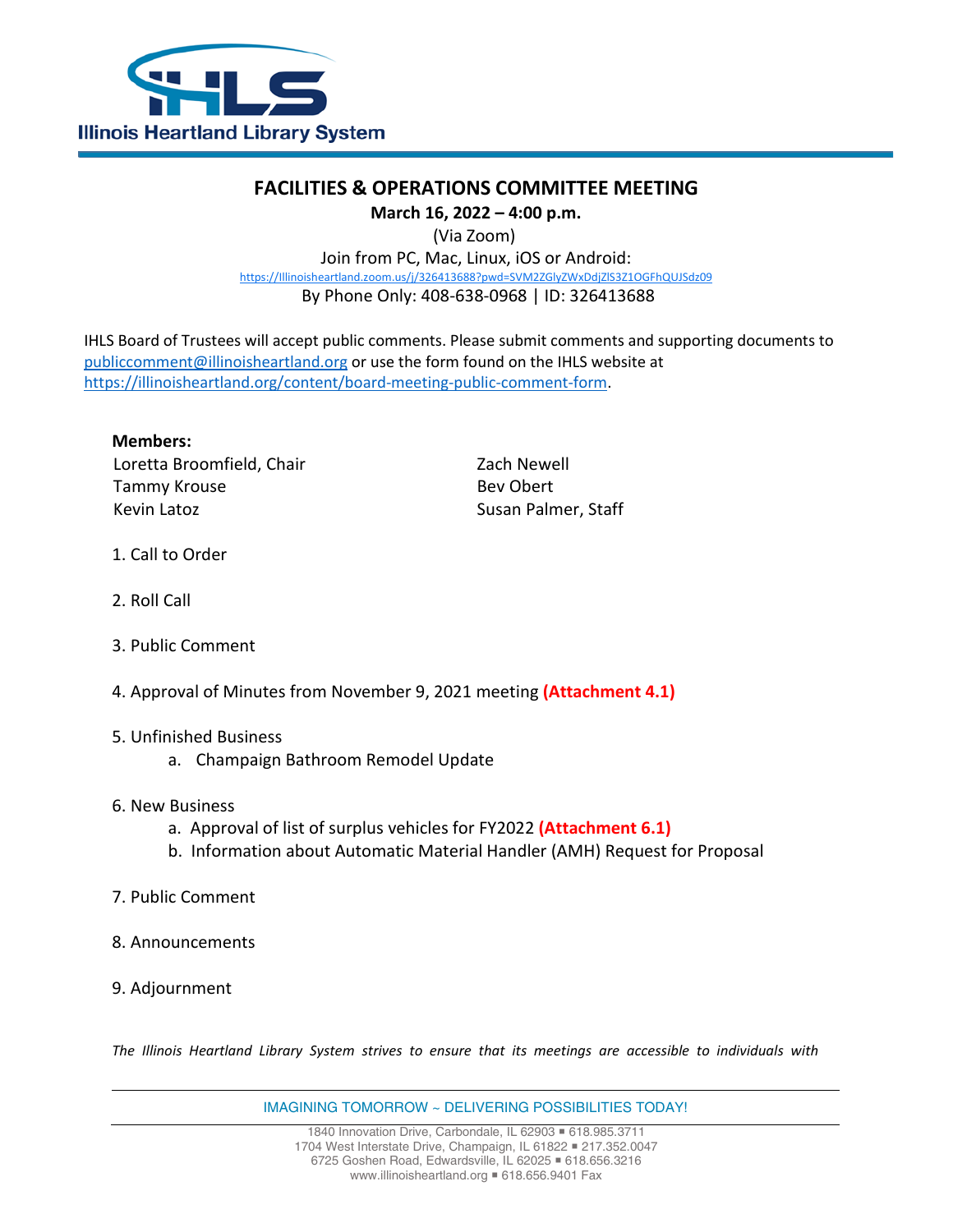Illinois Heartland Library System

# FACILITIES & OPERATIONS COMMITTEE MEETING

**March 16, 2022 – 4:00 p.m.**

(Via Zoom)

Join from PC, Mac, Linux, iOS or Android:

https://Illinoisheartland.zoom.us/j/326413688?pwd=SVM2ZGlyZWxDdjZlS3Z1OGFhQUJSdz09

By Phone Only: 408-638-0968 | ID: 326413688

IHLS Board of Trustees will accept public comments. Please submit comments and supporting documents to publiccomment@illinoisheartland.org or use the form found on the IHLS website at https://illinoisheartland.org/content/board-meeting-public-comment-form.

**Members:**

Loretta Broomfield, Chair
Tammy Krouse
Kevin Latoz
Zach Newell
Bev Obert
Susan Palmer, Staff

1. Call to Order
2. Roll Call
3. Public Comment
4. Approval of Minutes from November 9, 2021 meeting **(Attachment 4.1)**
5. Unfinished Business
   a. Champaign Bathroom Remodel Update
6. New Business
   a. Approval of list of surplus vehicles for FY2022 **(Attachment 6.1)**
   b. Information about Automatic Material Handler (AMH) Request for Proposal
7. Public Comment
8. Announcements
9. Adjournment

*The Illinois Heartland Library System strives to ensure that its meetings are accessible to individuals with*

IMAGINING TOMORROW ~ DELIVERING POSSIBILITIES TODAY!

1840 Innovation Drive, Carbondale, IL 62903 ▪ 618.985.3711
1704 West Interstate Drive, Champaign, IL 61822 ▪ 217.352.0047
6725 Goshen Road, Edwardsville, IL 62025 ▪ 618.656.3216
www.illinoisheartland.org ▪ 618.656.9401 Fax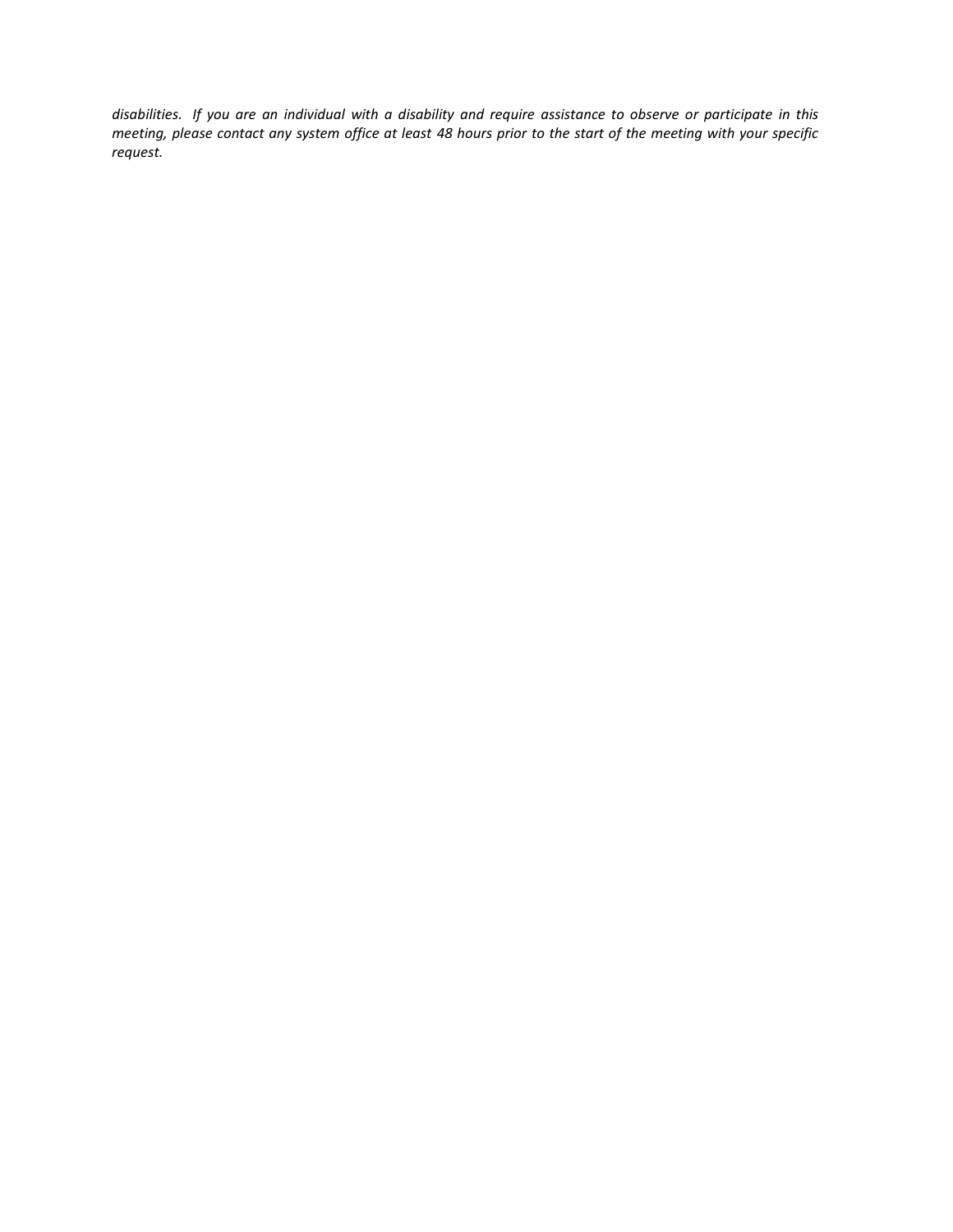*disabilities. If you are an individual with a disability and require assistance to observe or participate in this meeting, please contact any system office at least 48 hours prior to the start of the meeting with your specific request.*